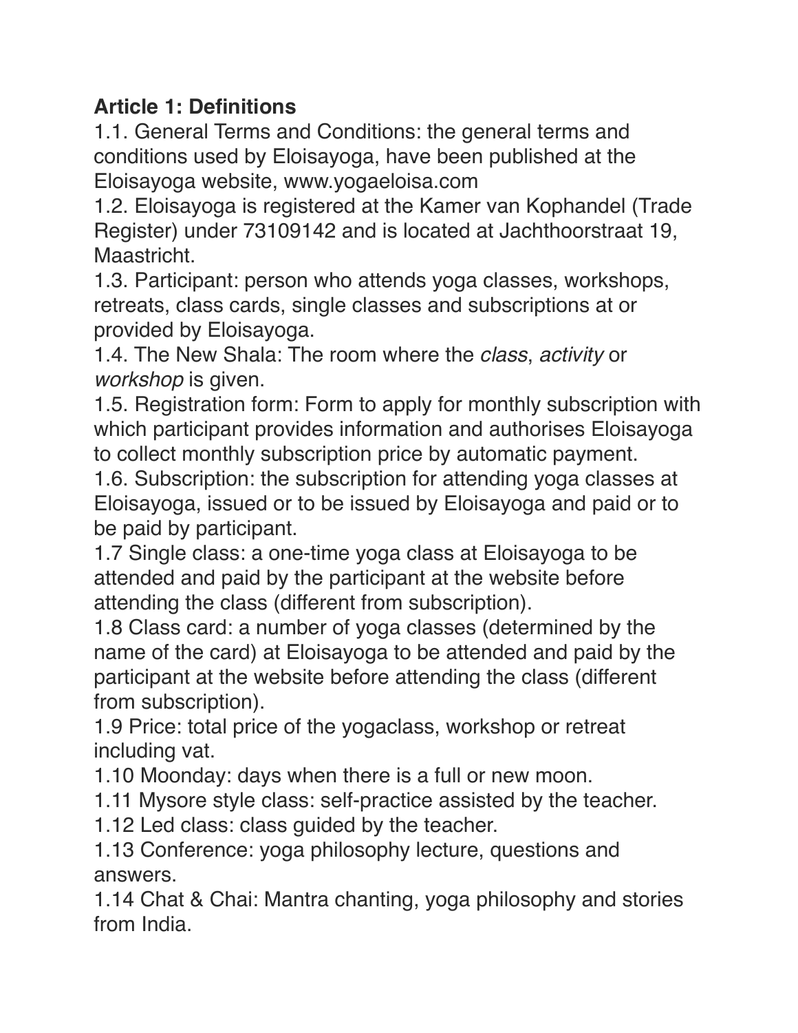**Article 1: Definitions**

1.1. General Terms and Conditions: the general terms and conditions used by Eloisayoga, have been published at the Eloisayoga website, www.yogaeloisa.com

1.2. Eloisayoga is registered at the Kamer van Kophandel (Trade Register) under 73109142 and is located at Jachthoorstraat 19, Maastricht.

1.3. Participant: person who attends yoga classes, workshops, retreats, class cards, single classes and subscriptions at or provided by Eloisayoga.

1.4. The New Shala: The room where the *class*, *activity* or *workshop* is given.

1.5. Registration form: Form to apply for monthly subscription with which participant provides information and authorises Eloisayoga to collect monthly subscription price by automatic payment.

1.6. Subscription: the subscription for attending yoga classes at Eloisayoga, issued or to be issued by Eloisayoga and paid or to be paid by participant.

1.7 Single class: a one-time yoga class at Eloisayoga to be attended and paid by the participant at the website before attending the class (different from subscription).

1.8 Class card: a number of yoga classes (determined by the name of the card) at Eloisayoga to be attended and paid by the participant at the website before attending the class (different from subscription).

1.9 Price: total price of the yogaclass, workshop or retreat including vat.

1.10 Moonday: days when there is a full or new moon.

1.11 Mysore style class: self-practice assisted by the teacher.

1.12 Led class: class guided by the teacher.

1.13 Conference: yoga philosophy lecture, questions and answers.

1.14 Chat & Chai: Mantra chanting, yoga philosophy and stories from India.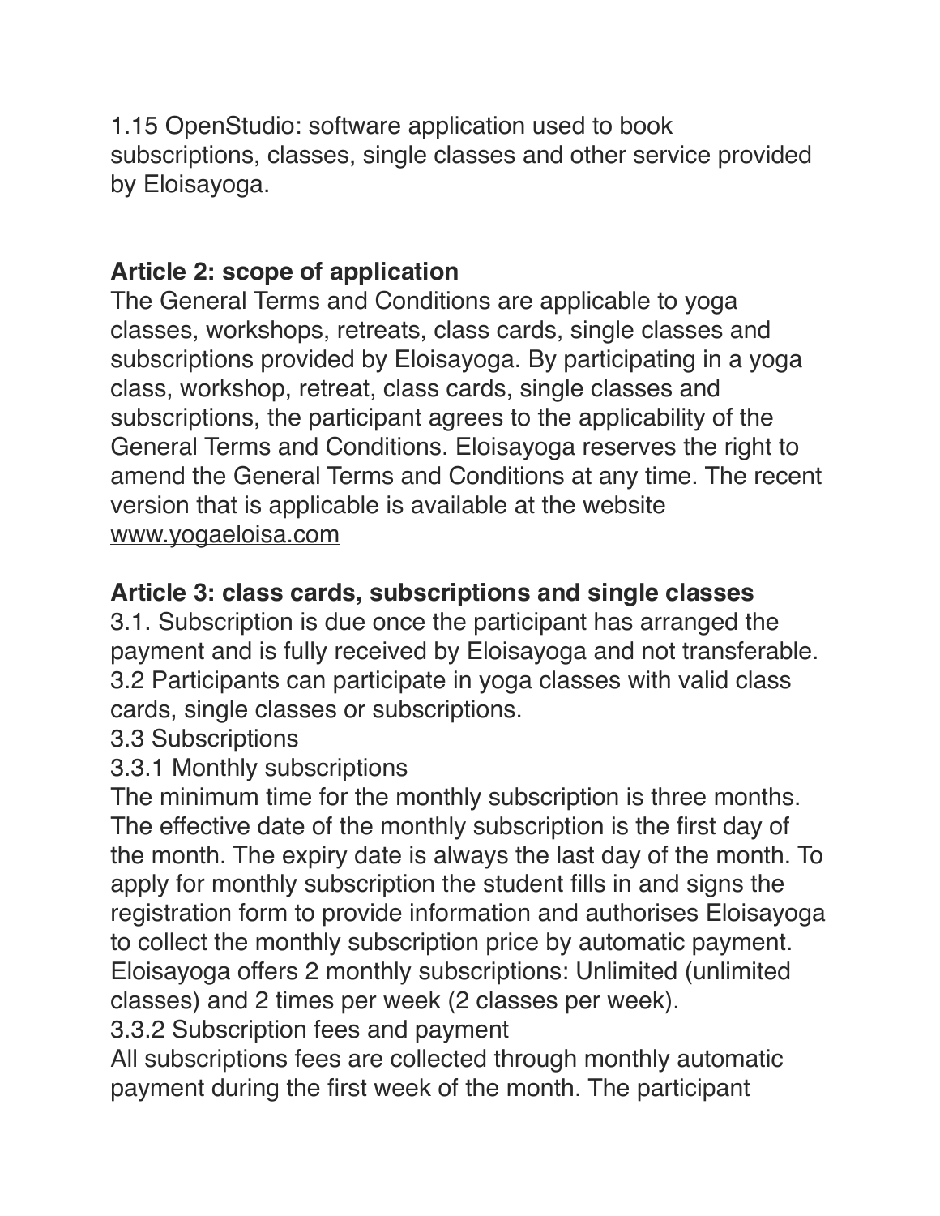1.15 OpenStudio: software application used to book subscriptions, classes, single classes and other service provided by Eloisayoga.

## Article 2: scope of application

The General Terms and Conditions are applicable to yoga classes, workshops, retreats, class cards, single classes and subscriptions provided by Eloisayoga. By participating in a yoga class, workshop, retreat, class cards, single classes and subscriptions, the participant agrees to the applicability of the General Terms and Conditions. Eloisayoga reserves the right to amend the General Terms and Conditions at any time. The recent version that is applicable is available at the website www.yogaeloisa.com

## Article 3: class cards, subscriptions and single classes

3.1. Subscription is due once the participant has arranged the payment and is fully received by Eloisayoga and not transferable.
3.2 Participants can participate in yoga classes with valid class cards, single classes or subscriptions.
3.3 Subscriptions
3.3.1 Monthly subscriptions
The minimum time for the monthly subscription is three months. The effective date of the monthly subscription is the first day of the month. The expiry date is always the last day of the month. To apply for monthly subscription the student fills in and signs the registration form to provide information and authorises Eloisayoga to collect the monthly subscription price by automatic payment. Eloisayoga offers 2 monthly subscriptions: Unlimited (unlimited classes) and 2 times per week (2 classes per week).
3.3.2 Subscription fees and payment
All subscriptions fees are collected through monthly automatic payment during the first week of the month. The participant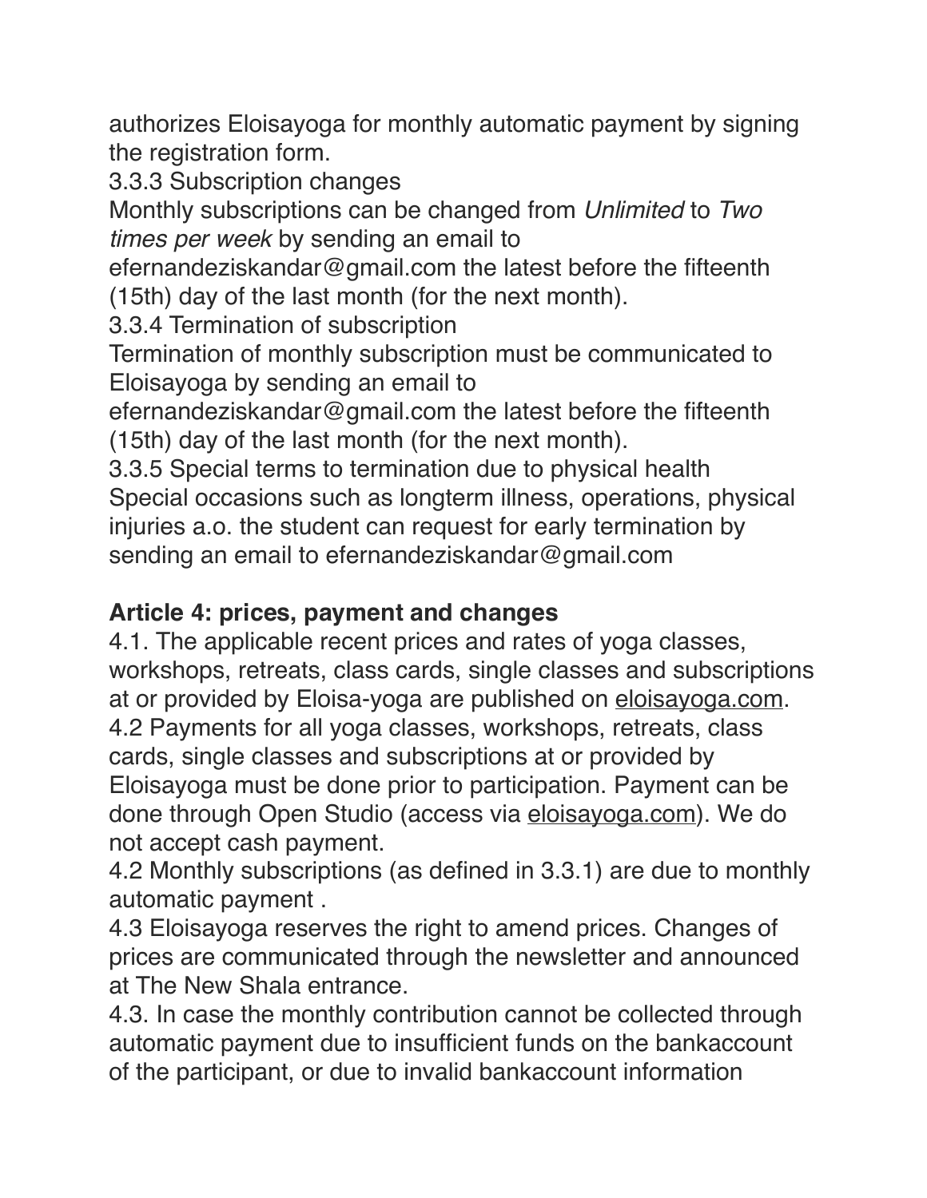authorizes Eloisayoga for monthly automatic payment by signing the registration form.

3.3.3 Subscription changes

Monthly subscriptions can be changed from *Unlimited* to *Two times per week* by sending an email to efernandeziskandar@gmail.com the latest before the fifteenth (15th) day of the last month (for the next month).

3.3.4 Termination of subscription

Termination of monthly subscription must be communicated to Eloisayoga by sending an email to efernandeziskandar@gmail.com the latest before the fifteenth (15th) day of the last month (for the next month).

3.3.5 Special terms to termination due to physical health

Special occasions such as longterm illness, operations, physical injuries a.o. the student can request for early termination by sending an email to efernandeziskandar@gmail.com

**Article 4: prices, payment and changes**

4.1. The applicable recent prices and rates of yoga classes, workshops, retreats, class cards, single classes and subscriptions at or provided by Eloisa-yoga are published on eloisayoga.com.

4.2 Payments for all yoga classes, workshops, retreats, class cards, single classes and subscriptions at or provided by Eloisayoga must be done prior to participation. Payment can be done through Open Studio (access via eloisayoga.com). We do not accept cash payment.

4.2 Monthly subscriptions (as defined in 3.3.1) are due to monthly automatic payment .

4.3 Eloisayoga reserves the right to amend prices. Changes of prices are communicated through the newsletter and announced at The New Shala entrance.

4.3. In case the monthly contribution cannot be collected through automatic payment due to insufficient funds on the bankaccount of the participant, or due to invalid bankaccount information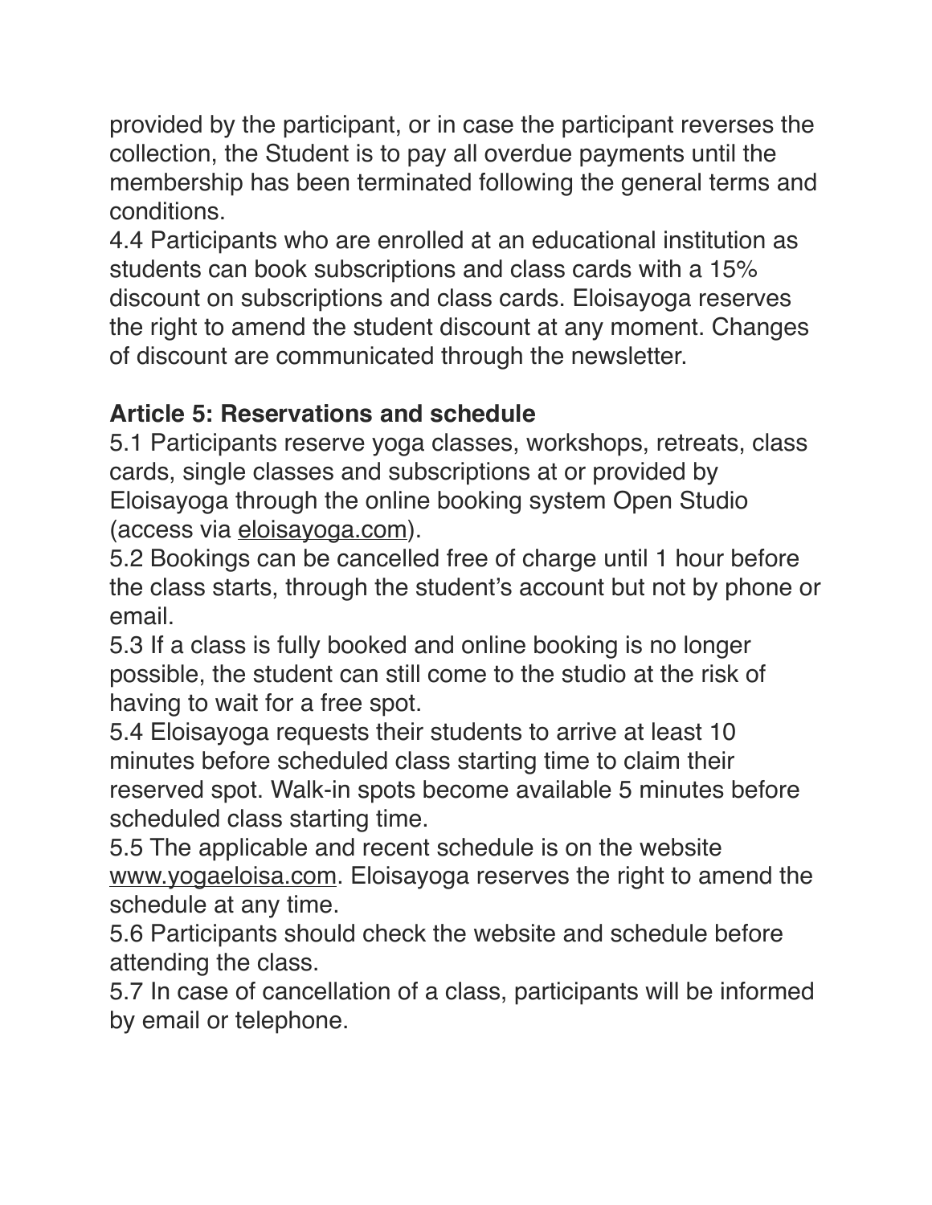provided by the participant, or in case the participant reverses the collection, the Student is to pay all overdue payments until the membership has been terminated following the general terms and conditions.

4.4 Participants who are enrolled at an educational institution as students can book subscriptions and class cards with a 15% discount on subscriptions and class cards. Eloisayoga reserves the right to amend the student discount at any moment. Changes of discount are communicated through the newsletter.

**Article 5: Reservations and schedule**

5.1 Participants reserve yoga classes, workshops, retreats, class cards, single classes and subscriptions at or provided by Eloisayoga through the online booking system Open Studio (access via eloisayoga.com).

5.2 Bookings can be cancelled free of charge until 1 hour before the class starts, through the student's account but not by phone or email.

5.3 If a class is fully booked and online booking is no longer possible, the student can still come to the studio at the risk of having to wait for a free spot.

5.4 Eloisayoga requests their students to arrive at least 10 minutes before scheduled class starting time to claim their reserved spot. Walk-in spots become available 5 minutes before scheduled class starting time.

5.5 The applicable and recent schedule is on the website www.yogaeloisa.com. Eloisayoga reserves the right to amend the schedule at any time.

5.6 Participants should check the website and schedule before attending the class.

5.7 In case of cancellation of a class, participants will be informed by email or telephone.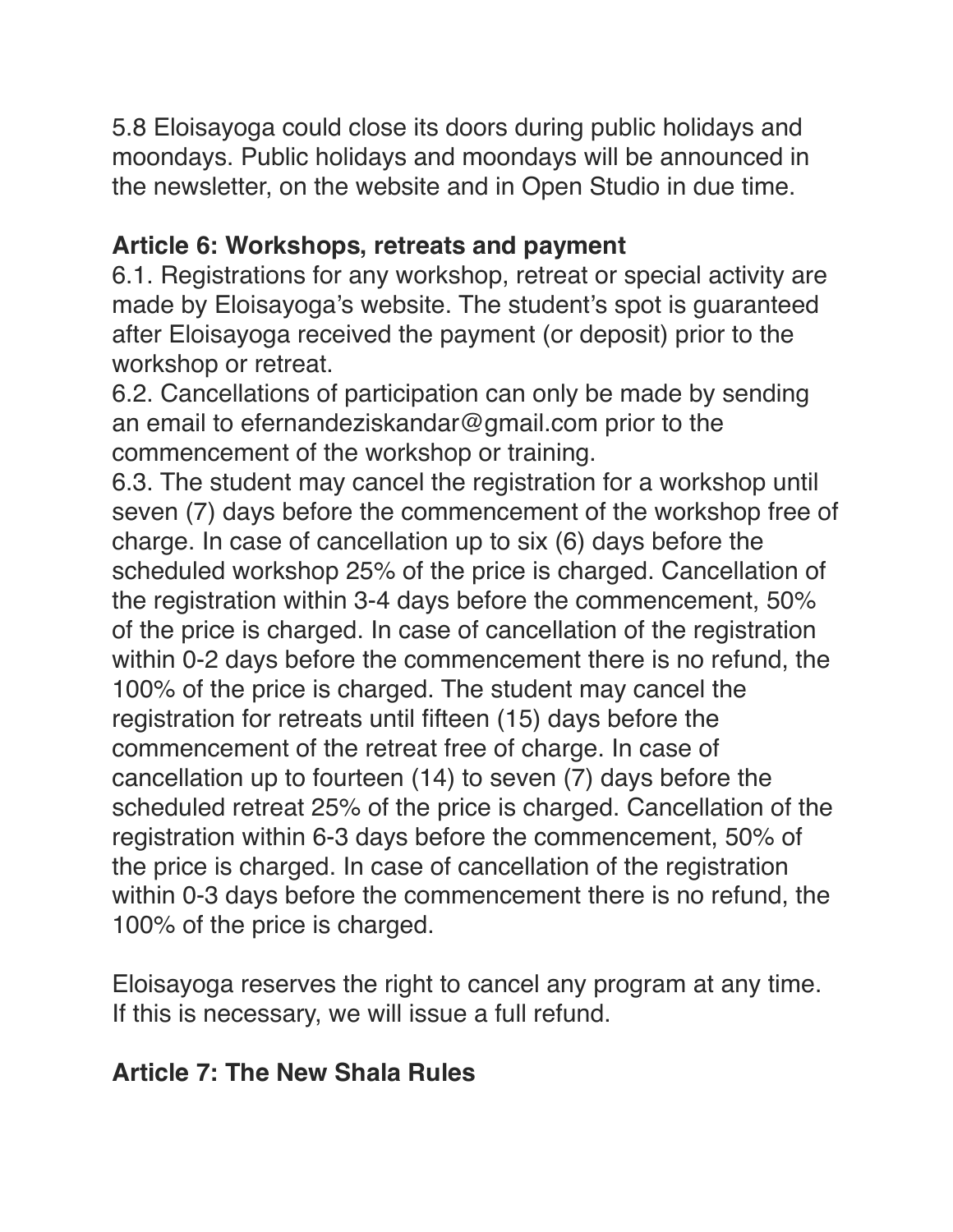5.8 Eloisayoga could close its doors during public holidays and moondays. Public holidays and moondays will be announced in the newsletter, on the website and in Open Studio in due time.

**Article 6: Workshops, retreats and payment**

6.1. Registrations for any workshop, retreat or special activity are made by Eloisayoga's website. The student's spot is guaranteed after Eloisayoga received the payment (or deposit) prior to the workshop or retreat.

6.2. Cancellations of participation can only be made by sending an email to efernandeziskandar@gmail.com prior to the commencement of the workshop or training.

6.3. The student may cancel the registration for a workshop until seven (7) days before the commencement of the workshop free of charge. In case of cancellation up to six (6) days before the scheduled workshop 25% of the price is charged. Cancellation of the registration within 3-4 days before the commencement, 50% of the price is charged. In case of cancellation of the registration within 0-2 days before the commencement there is no refund, the 100% of the price is charged. The student may cancel the registration for retreats until fifteen (15) days before the commencement of the retreat free of charge. In case of cancellation up to fourteen (14) to seven (7) days before the scheduled retreat 25% of the price is charged. Cancellation of the registration within 6-3 days before the commencement, 50% of the price is charged. In case of cancellation of the registration within 0-3 days before the commencement there is no refund, the 100% of the price is charged.

Eloisayoga reserves the right to cancel any program at any time. If this is necessary, we will issue a full refund.

**Article 7: The New Shala Rules**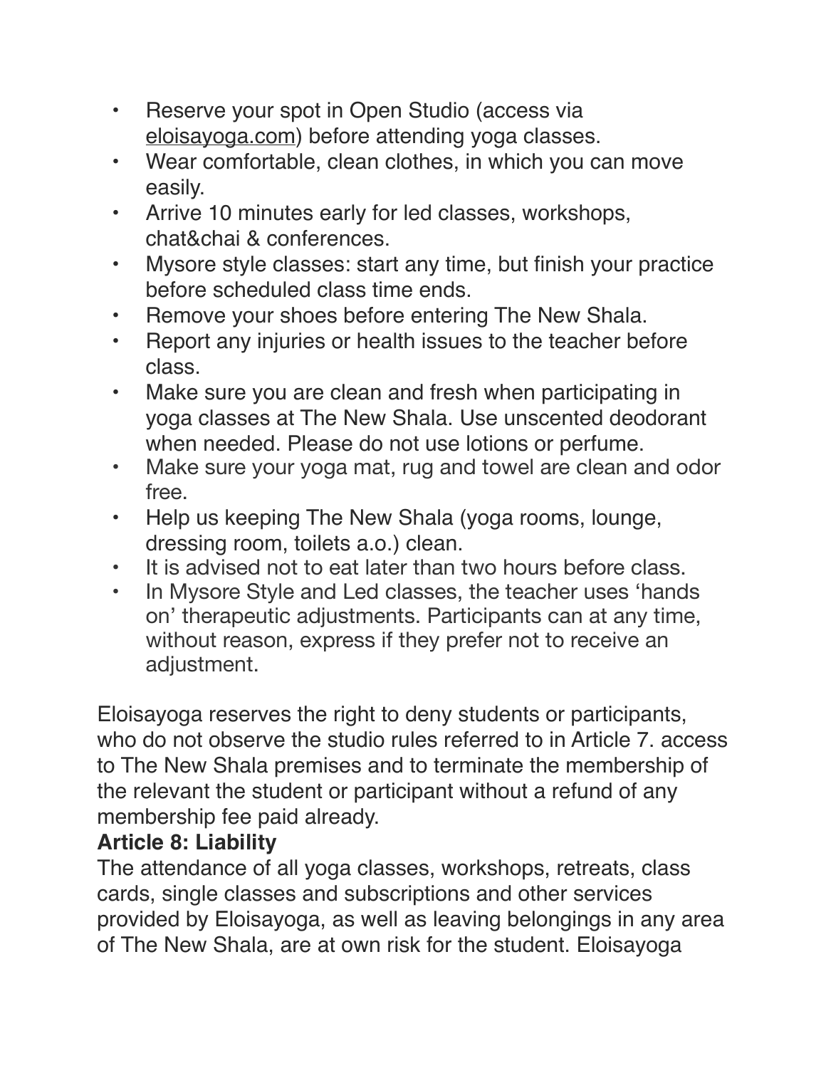- Reserve your spot in Open Studio (access via eloisayoga.com) before attending yoga classes.
- Wear comfortable, clean clothes, in which you can move easily.
- Arrive 10 minutes early for led classes, workshops, chat&chai & conferences.
- Mysore style classes: start any time, but finish your practice before scheduled class time ends.
- Remove your shoes before entering The New Shala.
- Report any injuries or health issues to the teacher before class.
- Make sure you are clean and fresh when participating in yoga classes at The New Shala. Use unscented deodorant when needed. Please do not use lotions or perfume.
- Make sure your yoga mat, rug and towel are clean and odor free.
- Help us keeping The New Shala (yoga rooms, lounge, dressing room, toilets a.o.) clean.
- It is advised not to eat later than two hours before class.
- In Mysore Style and Led classes, the teacher uses 'hands on' therapeutic adjustments. Participants can at any time, without reason, express if they prefer not to receive an adjustment.

Eloisayoga reserves the right to deny students or participants, who do not observe the studio rules referred to in Article 7. access to The New Shala premises and to terminate the membership of the relevant the student or participant without a refund of any membership fee paid already.

**Article 8: Liability**

The attendance of all yoga classes, workshops, retreats, class cards, single classes and subscriptions and other services provided by Eloisayoga, as well as leaving belongings in any area of The New Shala, are at own risk for the student. Eloisayoga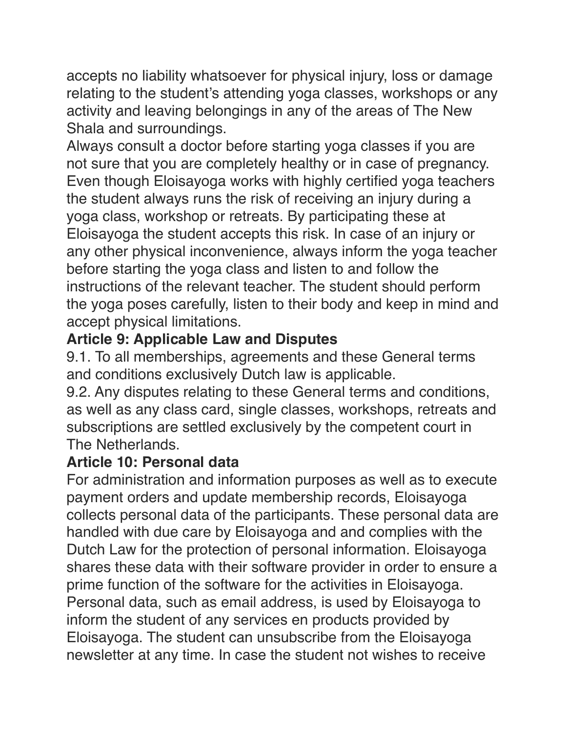accepts no liability whatsoever for physical injury, loss or damage relating to the student's attending yoga classes, workshops or any activity and leaving belongings in any of the areas of The New Shala and surroundings.

Always consult a doctor before starting yoga classes if you are not sure that you are completely healthy or in case of pregnancy. Even though Eloisayoga works with highly certified yoga teachers the student always runs the risk of receiving an injury during a yoga class, workshop or retreats. By participating these at Eloisayoga the student accepts this risk. In case of an injury or any other physical inconvenience, always inform the yoga teacher before starting the yoga class and listen to and follow the instructions of the relevant teacher. The student should perform the yoga poses carefully, listen to their body and keep in mind and accept physical limitations.

**Article 9: Applicable Law and Disputes**

9.1. To all memberships, agreements and these General terms and conditions exclusively Dutch law is applicable.

9.2. Any disputes relating to these General terms and conditions, as well as any class card, single classes, workshops, retreats and subscriptions are settled exclusively by the competent court in The Netherlands.

**Article 10: Personal data**

For administration and information purposes as well as to execute payment orders and update membership records, Eloisayoga collects personal data of the participants. These personal data are handled with due care by Eloisayoga and and complies with the Dutch Law for the protection of personal information. Eloisayoga shares these data with their software provider in order to ensure a prime function of the software for the activities in Eloisayoga. Personal data, such as email address, is used by Eloisayoga to inform the student of any services en products provided by Eloisayoga. The student can unsubscribe from the Eloisayoga newsletter at any time. In case the student not wishes to receive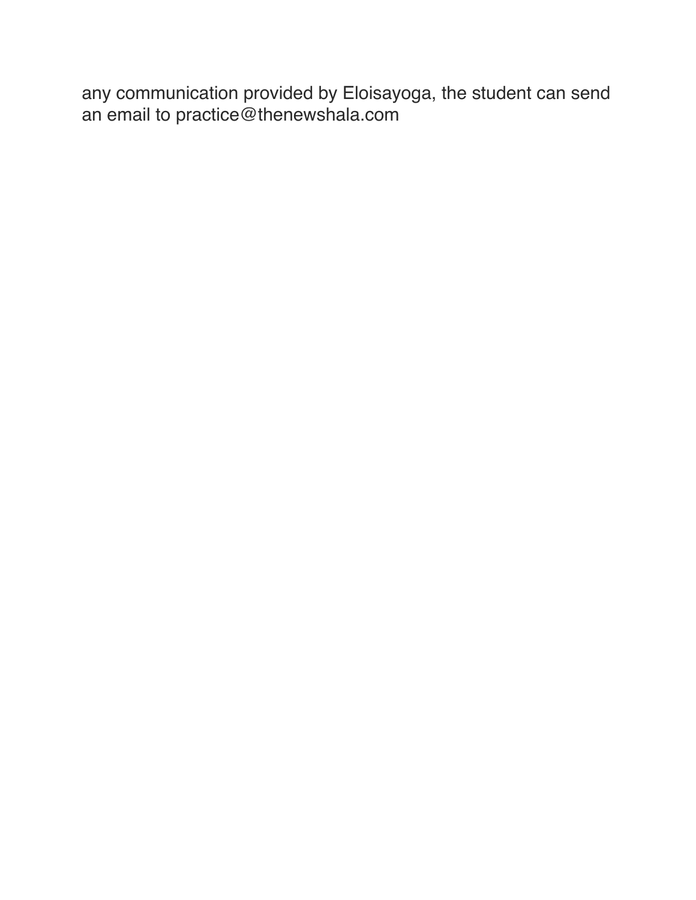any communication provided by Eloisayoga, the student can send an email to practice@thenewshala.com